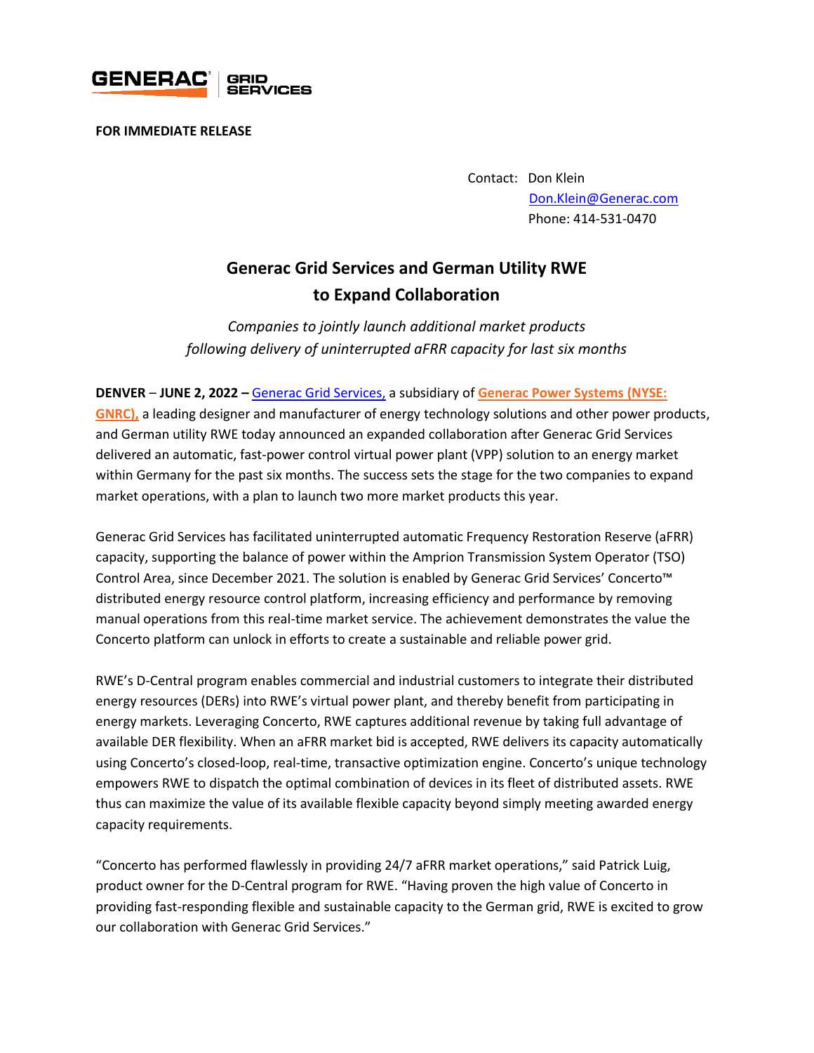**FOR IMMEDIATE RELEASE**

Contact: Don Klein
Don.Klein@Generac.com
Phone: 414-531-0470

# Generac Grid Services and German Utility RWE to Expand Collaboration

*Companies to jointly launch additional market products following delivery of uninterrupted aFRR capacity for last six months*

**DENVER** – **JUNE 2, 2022 –** Generac Grid Services, a subsidiary of **Generac Power Systems (NYSE: GNRC),** a leading designer and manufacturer of energy technology solutions and other power products, and German utility RWE today announced an expanded collaboration after Generac Grid Services delivered an automatic, fast-power control virtual power plant (VPP) solution to an energy market within Germany for the past six months. The success sets the stage for the two companies to expand market operations, with a plan to launch two more market products this year.

Generac Grid Services has facilitated uninterrupted automatic Frequency Restoration Reserve (aFRR) capacity, supporting the balance of power within the Amprion Transmission System Operator (TSO) Control Area, since December 2021. The solution is enabled by Generac Grid Services' Concerto™ distributed energy resource control platform, increasing efficiency and performance by removing manual operations from this real-time market service. The achievement demonstrates the value the Concerto platform can unlock in efforts to create a sustainable and reliable power grid.

RWE's D-Central program enables commercial and industrial customers to integrate their distributed energy resources (DERs) into RWE's virtual power plant, and thereby benefit from participating in energy markets. Leveraging Concerto, RWE captures additional revenue by taking full advantage of available DER flexibility. When an aFRR market bid is accepted, RWE delivers its capacity automatically using Concerto's closed-loop, real-time, transactive optimization engine. Concerto's unique technology empowers RWE to dispatch the optimal combination of devices in its fleet of distributed assets. RWE thus can maximize the value of its available flexible capacity beyond simply meeting awarded energy capacity requirements.

"Concerto has performed flawlessly in providing 24/7 aFRR market operations," said Patrick Luig, product owner for the D-Central program for RWE. "Having proven the high value of Concerto in providing fast-responding flexible and sustainable capacity to the German grid, RWE is excited to grow our collaboration with Generac Grid Services."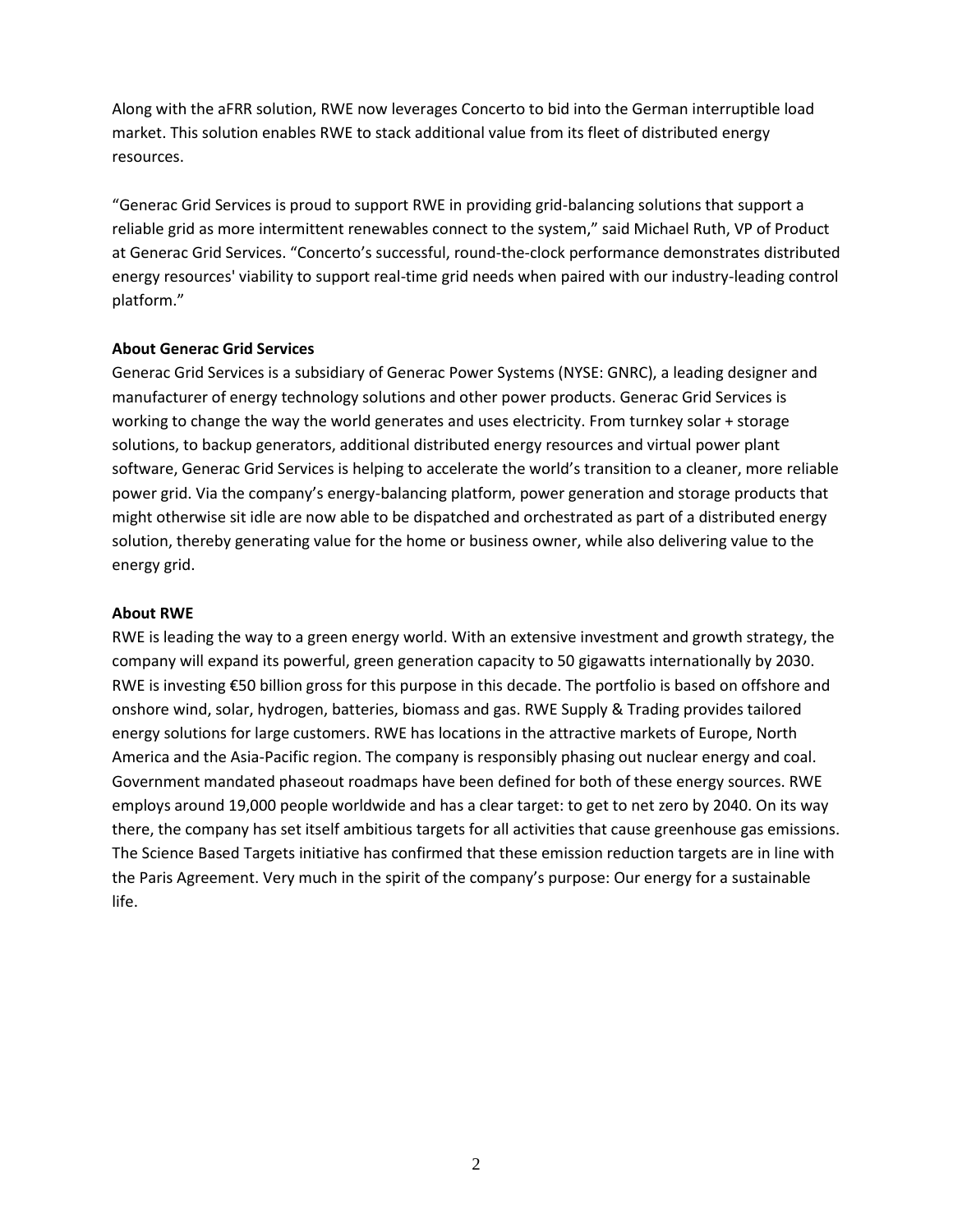Along with the aFRR solution, RWE now leverages Concerto to bid into the German interruptible load market. This solution enables RWE to stack additional value from its fleet of distributed energy resources.

"Generac Grid Services is proud to support RWE in providing grid-balancing solutions that support a reliable grid as more intermittent renewables connect to the system," said Michael Ruth, VP of Product at Generac Grid Services. "Concerto's successful, round-the-clock performance demonstrates distributed energy resources' viability to support real-time grid needs when paired with our industry-leading control platform."

**About Generac Grid Services**

Generac Grid Services is a subsidiary of Generac Power Systems (NYSE: GNRC), a leading designer and manufacturer of energy technology solutions and other power products. Generac Grid Services is working to change the way the world generates and uses electricity. From turnkey solar + storage solutions, to backup generators, additional distributed energy resources and virtual power plant software, Generac Grid Services is helping to accelerate the world's transition to a cleaner, more reliable power grid. Via the company's energy-balancing platform, power generation and storage products that might otherwise sit idle are now able to be dispatched and orchestrated as part of a distributed energy solution, thereby generating value for the home or business owner, while also delivering value to the energy grid.

**About RWE**

RWE is leading the way to a green energy world. With an extensive investment and growth strategy, the company will expand its powerful, green generation capacity to 50 gigawatts internationally by 2030. RWE is investing €50 billion gross for this purpose in this decade. The portfolio is based on offshore and onshore wind, solar, hydrogen, batteries, biomass and gas. RWE Supply & Trading provides tailored energy solutions for large customers. RWE has locations in the attractive markets of Europe, North America and the Asia-Pacific region. The company is responsibly phasing out nuclear energy and coal. Government mandated phaseout roadmaps have been defined for both of these energy sources. RWE employs around 19,000 people worldwide and has a clear target: to get to net zero by 2040. On its way there, the company has set itself ambitious targets for all activities that cause greenhouse gas emissions. The Science Based Targets initiative has confirmed that these emission reduction targets are in line with the Paris Agreement. Very much in the spirit of the company's purpose: Our energy for a sustainable life.